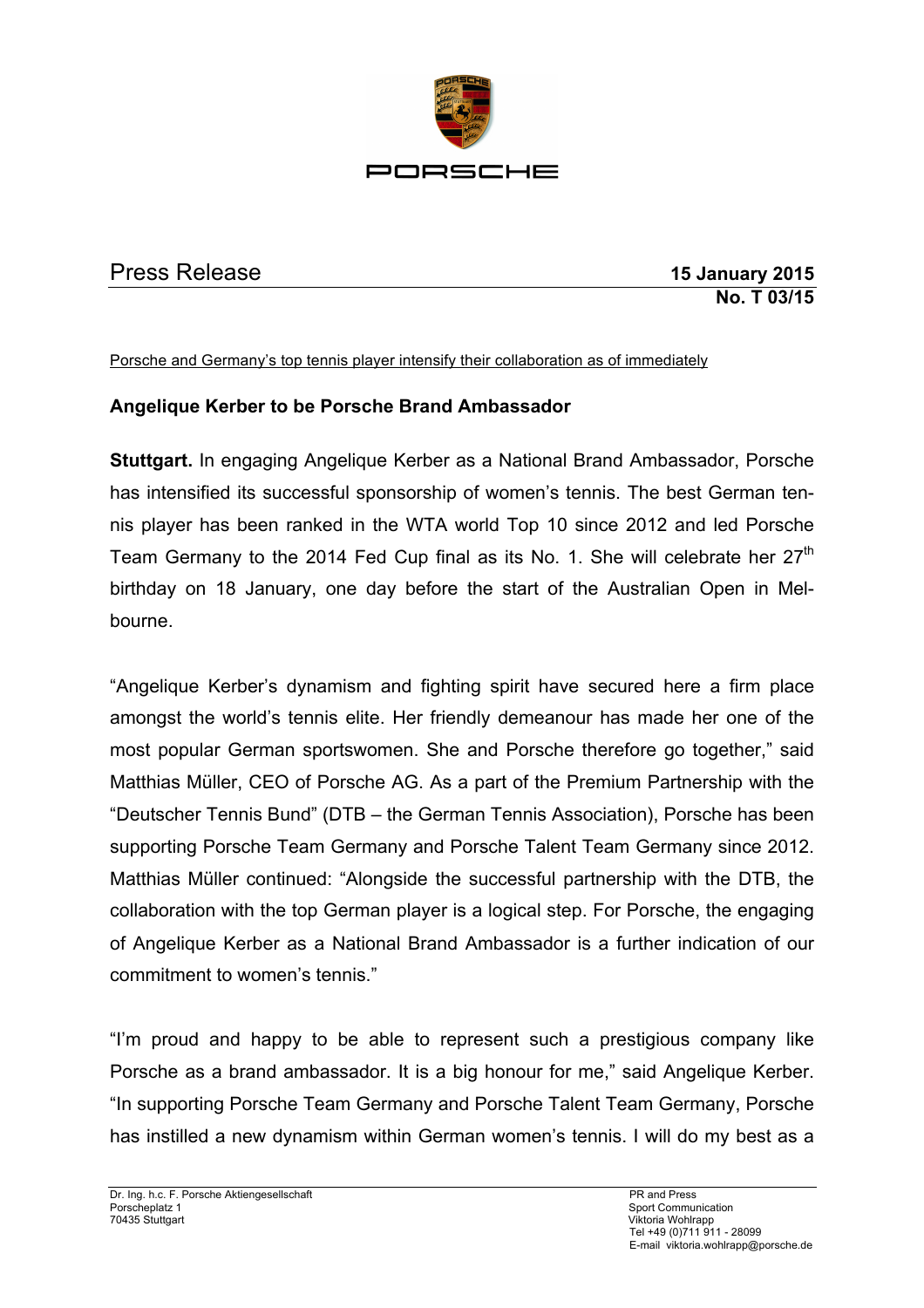PORSCHE

Press Release

**15 January 2015**
**No. T 03/15**

Porsche and Germany's top tennis player intensify their collaboration as of immediately

**Angelique Kerber to be Porsche Brand Ambassador**

**Stuttgart.** In engaging Angelique Kerber as a National Brand Ambassador, Porsche has intensified its successful sponsorship of women's tennis. The best German tennis player has been ranked in the WTA world Top 10 since 2012 and led Porsche Team Germany to the 2014 Fed Cup final as its No. 1. She will celebrate her 27th birthday on 18 January, one day before the start of the Australian Open in Melbourne.

"Angelique Kerber's dynamism and fighting spirit have secured here a firm place amongst the world's tennis elite. Her friendly demeanour has made her one of the most popular German sportswomen. She and Porsche therefore go together," said Matthias Müller, CEO of Porsche AG. As a part of the Premium Partnership with the "Deutscher Tennis Bund" (DTB – the German Tennis Association), Porsche has been supporting Porsche Team Germany and Porsche Talent Team Germany since 2012. Matthias Müller continued: "Alongside the successful partnership with the DTB, the collaboration with the top German player is a logical step. For Porsche, the engaging of Angelique Kerber as a National Brand Ambassador is a further indication of our commitment to women's tennis."

"I'm proud and happy to be able to represent such a prestigious company like Porsche as a brand ambassador. It is a big honour for me," said Angelique Kerber. "In supporting Porsche Team Germany and Porsche Talent Team Germany, Porsche has instilled a new dynamism within German women's tennis. I will do my best as a

Dr. Ing. h.c. F. Porsche Aktiengesellschaft
Porscheplatz 1
70435 Stuttgart

PR and Press
Sport Communication
Viktoria Wohlrapp
Tel +49 (0)711 911 - 28099
E-mail viktoria.wohlrapp@porsche.de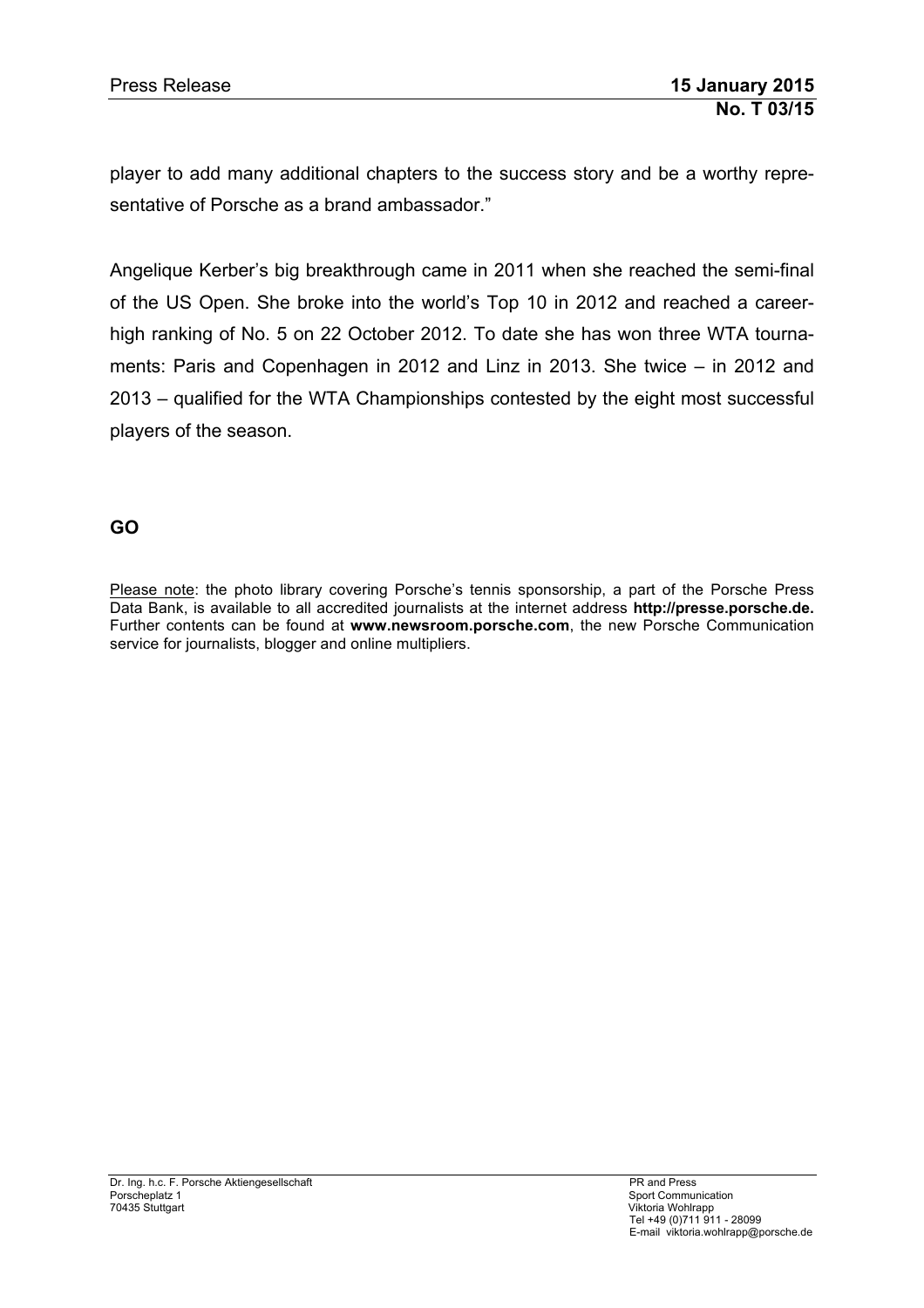player to add many additional chapters to the success story and be a worthy representative of Porsche as a brand ambassador."

Angelique Kerber's big breakthrough came in 2011 when she reached the semi-final of the US Open. She broke into the world's Top 10 in 2012 and reached a career-high ranking of No. 5 on 22 October 2012. To date she has won three WTA tournaments: Paris and Copenhagen in 2012 and Linz in 2013. She twice – in 2012 and 2013 – qualified for the WTA Championships contested by the eight most successful players of the season.

**GO**

Please note: the photo library covering Porsche's tennis sponsorship, a part of the Porsche Press Data Bank, is available to all accredited journalists at the internet address **http://presse.porsche.de.** Further contents can be found at **www.newsroom.porsche.com**, the new Porsche Communication service for journalists, blogger and online multipliers.